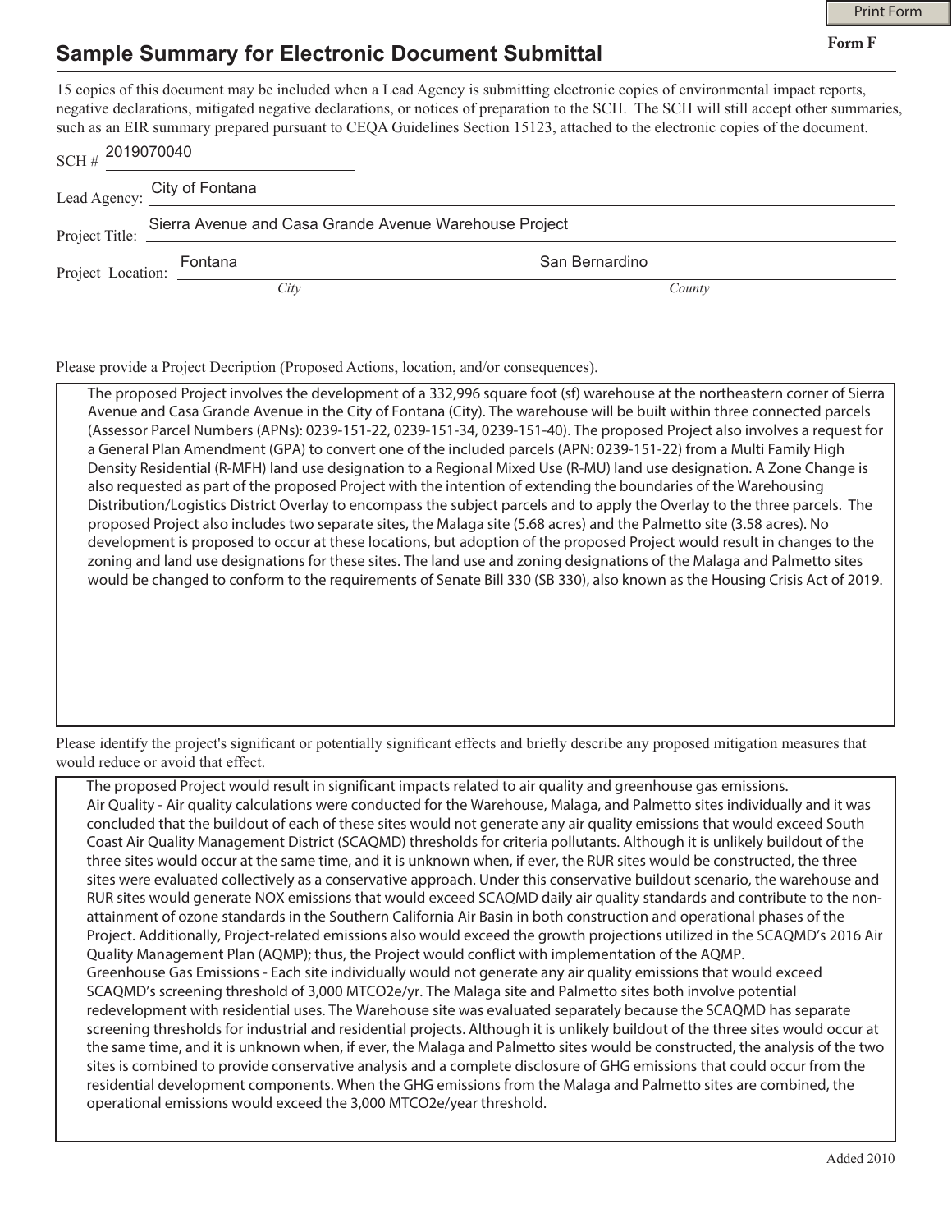Print Form

**Form F**

# Sample Summary for Electronic Document Submittal

15 copies of this document may be included when a Lead Agency is submitting electronic copies of environmental impact reports, negative declarations, mitigated negative declarations, or notices of preparation to the SCH. The SCH will still accept other summaries, such as an EIR summary prepared pursuant to CEQA Guidelines Section 15123, attached to the electronic copies of the document.

SCH # 2019070040

Lead Agency: City of Fontana

Project Title: Sierra Avenue and Casa Grande Avenue Warehouse Project

Project Location: Fontana (*City*) San Bernardino (*County*)

Please provide a Project Decription (Proposed Actions, location, and/or consequences).

The proposed Project involves the development of a 332,996 square foot (sf) warehouse at the northeastern corner of Sierra Avenue and Casa Grande Avenue in the City of Fontana (City). The warehouse will be built within three connected parcels (Assessor Parcel Numbers (APNs): 0239-151-22, 0239-151-34, 0239-151-40). The proposed Project also involves a request for a General Plan Amendment (GPA) to convert one of the included parcels (APN: 0239-151-22) from a Multi Family High Density Residential (R-MFH) land use designation to a Regional Mixed Use (R-MU) land use designation. A Zone Change is also requested as part of the proposed Project with the intention of extending the boundaries of the Warehousing Distribution/Logistics District Overlay to encompass the subject parcels and to apply the Overlay to the three parcels. The proposed Project also includes two separate sites, the Malaga site (5.68 acres) and the Palmetto site (3.58 acres). No development is proposed to occur at these locations, but adoption of the proposed Project would result in changes to the zoning and land use designations for these sites. The land use and zoning designations of the Malaga and Palmetto sites would be changed to conform to the requirements of Senate Bill 330 (SB 330), also known as the Housing Crisis Act of 2019.

Please identify the project's significant or potentially significant effects and briefly describe any proposed mitigation measures that would reduce or avoid that effect.

The proposed Project would result in significant impacts related to air quality and greenhouse gas emissions.

Air Quality - Air quality calculations were conducted for the Warehouse, Malaga, and Palmetto sites individually and it was concluded that the buildout of each of these sites would not generate any air quality emissions that would exceed South Coast Air Quality Management District (SCAQMD) thresholds for criteria pollutants. Although it is unlikely buildout of the three sites would occur at the same time, and it is unknown when, if ever, the RUR sites would be constructed, the three sites were evaluated collectively as a conservative approach. Under this conservative buildout scenario, the warehouse and RUR sites would generate NOX emissions that would exceed SCAQMD daily air quality standards and contribute to the non-attainment of ozone standards in the Southern California Air Basin in both construction and operational phases of the Project. Additionally, Project-related emissions also would exceed the growth projections utilized in the SCAQMD's 2016 Air Quality Management Plan (AQMP); thus, the Project would conflict with implementation of the AQMP.

Greenhouse Gas Emissions - Each site individually would not generate any air quality emissions that would exceed SCAQMD's screening threshold of 3,000 MTCO2e/yr. The Malaga site and Palmetto sites both involve potential redevelopment with residential uses. The Warehouse site was evaluated separately because the SCAQMD has separate screening thresholds for industrial and residential projects. Although it is unlikely buildout of the three sites would occur at the same time, and it is unknown when, if ever, the Malaga and Palmetto sites would be constructed, the analysis of the two sites is combined to provide conservative analysis and a complete disclosure of GHG emissions that could occur from the residential development components. When the GHG emissions from the Malaga and Palmetto sites are combined, the operational emissions would exceed the 3,000 MTCO2e/year threshold.

Added 2010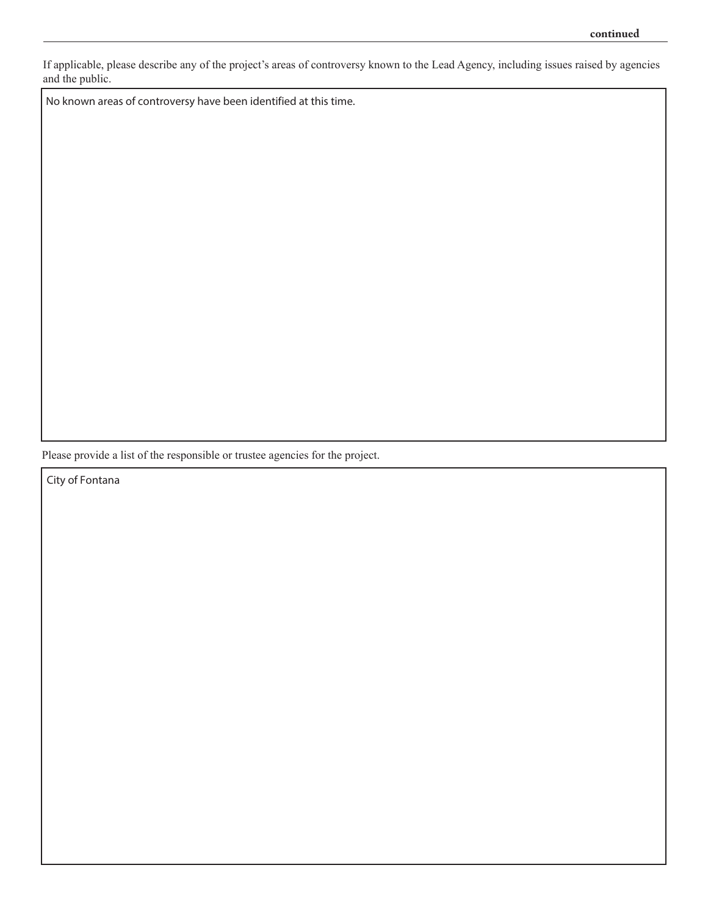continued

If applicable, please describe any of the project's areas of controversy known to the Lead Agency, including issues raised by agencies and the public.

No known areas of controversy have been identified at this time.

Please provide a list of the responsible or trustee agencies for the project.

City of Fontana